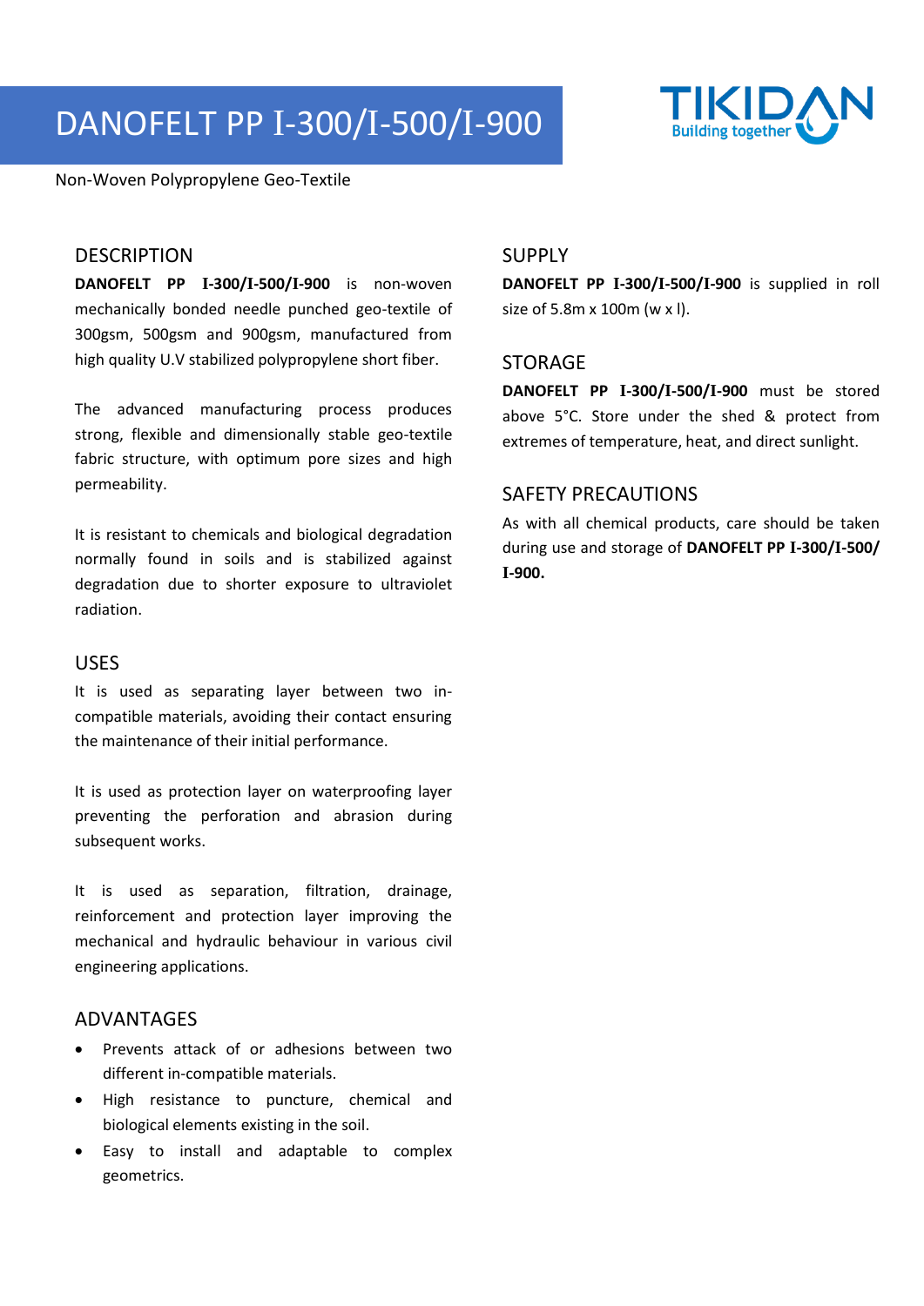# DANOFELT PP I-300/I-500/I-900

Non-Woven Polypropylene Geo-Textile

## DESCRIPTION

**DANOFELT PP I-300/I-500/I-900** is non-woven mechanically bonded needle punched geo-textile of 300gsm, 500gsm and 900gsm, manufactured from high quality U.V stabilized polypropylene short fiber.

The advanced manufacturing process produces strong, flexible and dimensionally stable geo-textile fabric structure, with optimum pore sizes and high permeability.

It is resistant to chemicals and biological degradation normally found in soils and is stabilized against degradation due to shorter exposure to ultraviolet radiation.

## USES

It is used as separating layer between two in-compatible materials, avoiding their contact ensuring the maintenance of their initial performance.

It is used as protection layer on waterproofing layer preventing the perforation and abrasion during subsequent works.

It is used as separation, filtration, drainage, reinforcement and protection layer improving the mechanical and hydraulic behaviour in various civil engineering applications.

## ADVANTAGES

- Prevents attack of or adhesions between two different in-compatible materials.
- High resistance to puncture, chemical and biological elements existing in the soil.
- Easy to install and adaptable to complex geometrics.

## SUPPLY

**DANOFELT PP I-300/I-500/I-900** is supplied in roll size of 5.8m x 100m (w x l).

## STORAGE

**DANOFELT PP I-300/I-500/I-900** must be stored above 5°C. Store under the shed & protect from extremes of temperature, heat, and direct sunlight.

## SAFETY PRECAUTIONS

As with all chemical products, care should be taken during use and storage of **DANOFELT PP I-300/I-500/I-900.**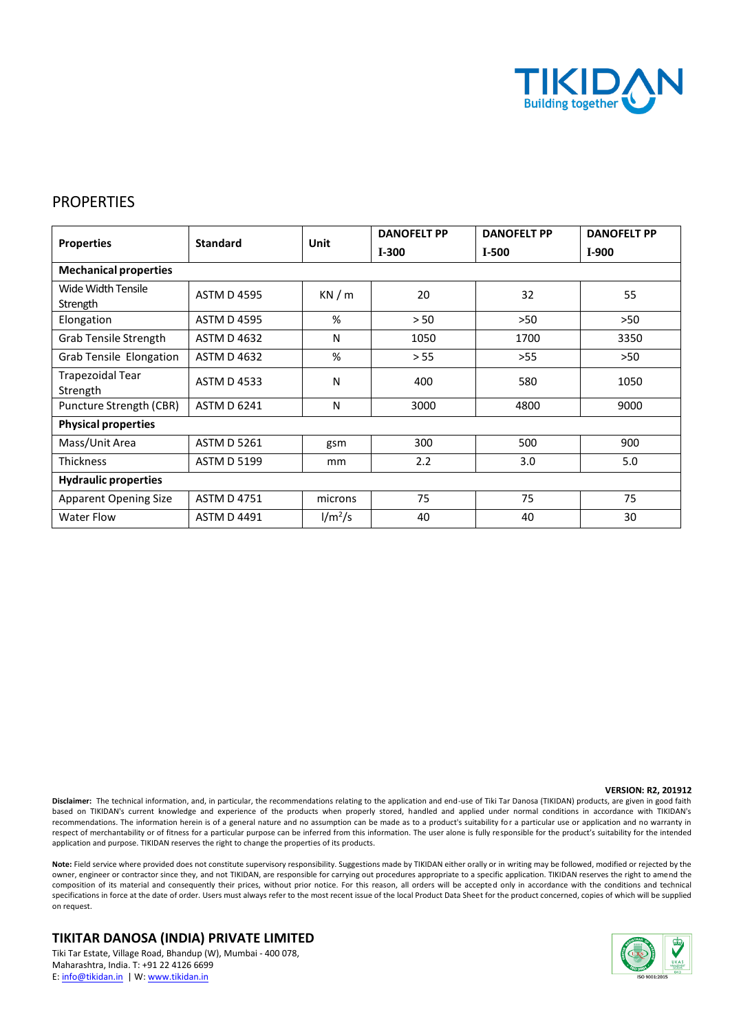## PROPERTIES

| Properties | Standard | Unit | DANOFELT PP I-300 | DANOFELT PP I-500 | DANOFELT PP I-900 |
|---|---|---|---|---|---|
| **Mechanical properties** | | | | | |
| Wide Width Tensile Strength | ASTM D 4595 | KN / m | 20 | 32 | 55 |
| Elongation | ASTM D 4595 | % | > 50 | >50 | >50 |
| Grab Tensile Strength | ASTM D 4632 | N | 1050 | 1700 | 3350 |
| Grab Tensile Elongation | ASTM D 4632 | % | > 55 | >55 | >50 |
| Trapezoidal Tear Strength | ASTM D 4533 | N | 400 | 580 | 1050 |
| Puncture Strength (CBR) | ASTM D 6241 | N | 3000 | 4800 | 9000 |
| **Physical properties** | | | | | |
| Mass/Unit Area | ASTM D 5261 | gsm | 300 | 500 | 900 |
| Thickness | ASTM D 5199 | mm | 2.2 | 3.0 | 5.0 |
| **Hydraulic properties** | | | | | |
| Apparent Opening Size | ASTM D 4751 | microns | 75 | 75 | 75 |
| Water Flow | ASTM D 4491 | $l/m^2/s$ | 40 | 40 | 30 |

**VERSION: R2, 201912**

**Disclaimer:** The technical information, and, in particular, the recommendations relating to the application and end-use of Tiki Tar Danosa (TIKIDAN) products, are given in good faith based on TIKIDAN's current knowledge and experience of the products when properly stored, handled and applied under normal conditions in accordance with TIKIDAN's recommendations. The information herein is of a general nature and no assumption can be made as to a product's suitability for a particular use or application and no warranty in respect of merchantability or of fitness for a particular purpose can be inferred from this information. The user alone is fully responsible for the product's suitability for the intended application and purpose. TIKIDAN reserves the right to change the properties of its products.

**Note:** Field service where provided does not constitute supervisory responsibility. Suggestions made by TIKIDAN either orally or in writing may be followed, modified or rejected by the owner, engineer or contractor since they, and not TIKIDAN, are responsible for carrying out procedures appropriate to a specific application. TIKIDAN reserves the right to amend the composition of its material and consequently their prices, without prior notice. For this reason, all orders will be accepted only in accordance with the conditions and technical specifications in force at the date of order. Users must always refer to the most recent issue of the local Product Data Sheet for the product concerned, copies of which will be supplied on request.

**TIKITAR DANOSA (INDIA) PRIVATE LIMITED**

Tiki Tar Estate, Village Road, Bhandup (W), Mumbai - 400 078, Maharashtra, India. T: +91 22 4126 6699
E: info@tikidan.in | W: www.tikidan.in

ISO 9001:2015